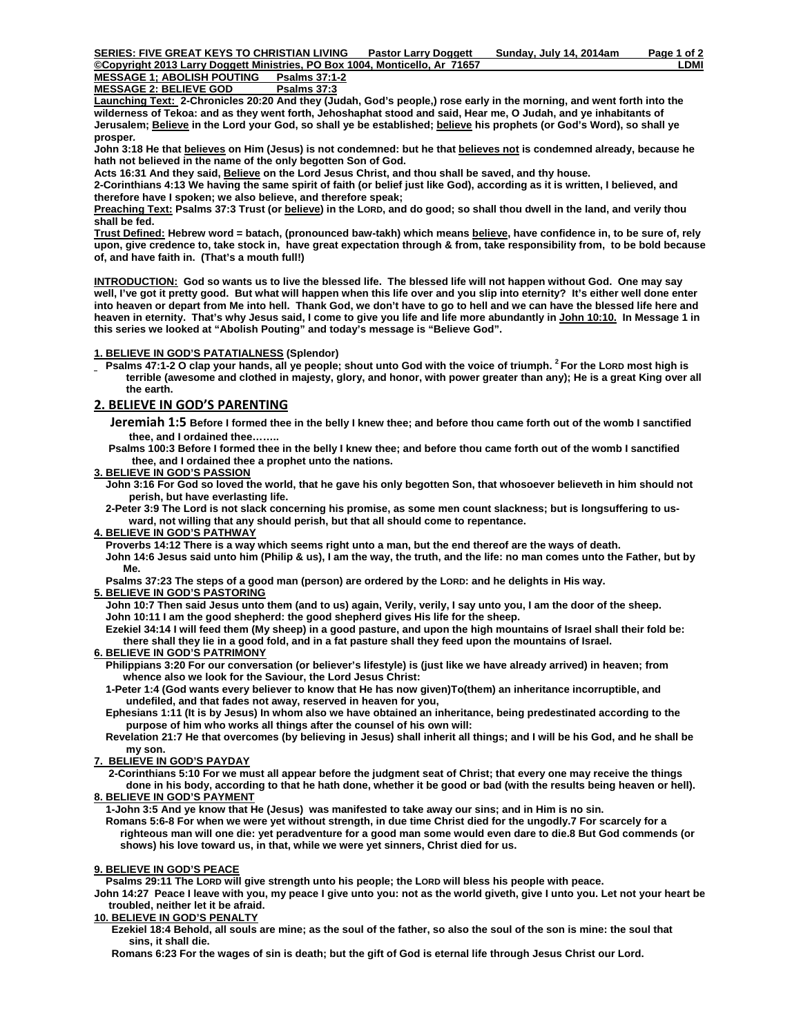**SERIES: FIVE GREAT KEYS TO CHRISTIAN LIVING Pastor Larry Doggett Sunday, July 14, 2014am**
**©Copyright 2013 Larry Doggett Ministries, PO Box 1004, Monticello, Ar 71657 LDMI**

**MESSAGE 1; ABOLISH POUTING Psalms 37:1-2**
**MESSAGE 2: BELIEVE GOD Psalms 37:3**

**Launching Text: 2-Chronicles 20:20 And they (Judah, God's people,) rose early in the morning, and went forth into the wilderness of Tekoa: and as they went forth, Jehoshaphat stood and said, Hear me, O Judah, and ye inhabitants of Jerusalem; Believe in the Lord your God, so shall ye be established; believe his prophets (or God's Word), so shall ye prosper.**

**John 3:18 He that believes on Him (Jesus) is not condemned: but he that believes not is condemned already, because he hath not believed in the name of the only begotten Son of God.**

**Acts 16:31 And they said, Believe on the Lord Jesus Christ, and thou shall be saved, and thy house.**

**2-Corinthians 4:13 We having the same spirit of faith (or belief just like God), according as it is written, I believed, and therefore have I spoken; we also believe, and therefore speak;**

**Preaching Text: Psalms 37:3 Trust (or believe) in the LORD, and do good; so shall thou dwell in the land, and verily thou shall be fed.**

**Trust Defined: Hebrew word = batach, (pronounced baw-takh) which means believe, have confidence in, to be sure of, rely upon, give credence to, take stock in, have great expectation through & from, take responsibility from, to be bold because of, and have faith in. (That's a mouth full!)**

**INTRODUCTION: God so wants us to live the blessed life. The blessed life will not happen without God. One may say well, I've got it pretty good. But what will happen when this life over and you slip into eternity? It's either well done enter into heaven or depart from Me into hell. Thank God, we don't have to go to hell and we can have the blessed life here and heaven in eternity. That's why Jesus said, I come to give you life and life more abundantly in John 10:10. In Message 1 in this series we looked at "Abolish Pouting" and today's message is "Believe God".**

**1. BELIEVE IN GOD'S PATATIALNESS (Splendor)**

**Psalms 47:1-2 O clap your hands, all ye people; shout unto God with the voice of triumph. [2] For the LORD most high is terrible (awesome and clothed in majesty, glory, and honor, with power greater than any); He is a great King over all the earth.**

## 2. BELIEVE IN GOD'S PARENTING

**Jeremiah 1:5 Before I formed thee in the belly I knew thee; and before thou came forth out of the womb I sanctified thee, and I ordained thee……..**

**Psalms 100:3 Before I formed thee in the belly I knew thee; and before thou came forth out of the womb I sanctified thee, and I ordained thee a prophet unto the nations.**

**3. BELIEVE IN GOD'S PASSION**

**John 3:16 For God so loved the world, that he gave his only begotten Son, that whosoever believeth in him should not perish, but have everlasting life.**

**2-Peter 3:9 The Lord is not slack concerning his promise, as some men count slackness; but is longsuffering to us-ward, not willing that any should perish, but that all should come to repentance.**

**4. BELIEVE IN GOD'S PATHWAY**

**Proverbs 14:12 There is a way which seems right unto a man, but the end thereof are the ways of death.**

**John 14:6 Jesus said unto him (Philip & us), I am the way, the truth, and the life: no man comes unto the Father, but by Me.**

**Psalms 37:23 The steps of a good man (person) are ordered by the LORD: and he delights in His way.**

**5. BELIEVE IN GOD'S PASTORING**

**John 10:7 Then said Jesus unto them (and to us) again, Verily, verily, I say unto you, I am the door of the sheep.**

**John 10:11 I am the good shepherd: the good shepherd gives His life for the sheep.**

**Ezekiel 34:14 I will feed them (My sheep) in a good pasture, and upon the high mountains of Israel shall their fold be: there shall they lie in a good fold, and in a fat pasture shall they feed upon the mountains of Israel.**

**6. BELIEVE IN GOD'S PATRIMONY**

**Philippians 3:20 For our conversation (or believer's lifestyle) is (just like we have already arrived) in heaven; from whence also we look for the Saviour, the Lord Jesus Christ:**

**1-Peter 1:4 (God wants every believer to know that He has now given)To(them) an inheritance incorruptible, and undefiled, and that fades not away, reserved in heaven for you,**

**Ephesians 1:11 (It is by Jesus) In whom also we have obtained an inheritance, being predestinated according to the purpose of him who works all things after the counsel of his own will:**

**Revelation 21:7 He that overcomes (by believing in Jesus) shall inherit all things; and I will be his God, and he shall be my son.**

**7. BELIEVE IN GOD'S PAYDAY**

**2-Corinthians 5:10 For we must all appear before the judgment seat of Christ; that every one may receive the things done in his body, according to that he hath done, whether it be good or bad (with the results being heaven or hell).**

**8. BELIEVE IN GOD'S PAYMENT**

**1-John 3:5 And ye know that He (Jesus) was manifested to take away our sins; and in Him is no sin.**

**Romans 5:6-8 For when we were yet without strength, in due time Christ died for the ungodly.7 For scarcely for a righteous man will one die: yet peradventure for a good man some would even dare to die.8 But God commends (or shows) his love toward us, in that, while we were yet sinners, Christ died for us.**

**9. BELIEVE IN GOD'S PEACE**

**Psalms 29:11 The LORD will give strength unto his people; the LORD will bless his people with peace.**

**John 14:27 Peace I leave with you, my peace I give unto you: not as the world giveth, give I unto you. Let not your heart be troubled, neither let it be afraid.**

**10. BELIEVE IN GOD'S PENALTY**

**Ezekiel 18:4 Behold, all souls are mine; as the soul of the father, so also the soul of the son is mine: the soul that sins, it shall die.**

**Romans 6:23 For the wages of sin is death; but the gift of God is eternal life through Jesus Christ our Lord.**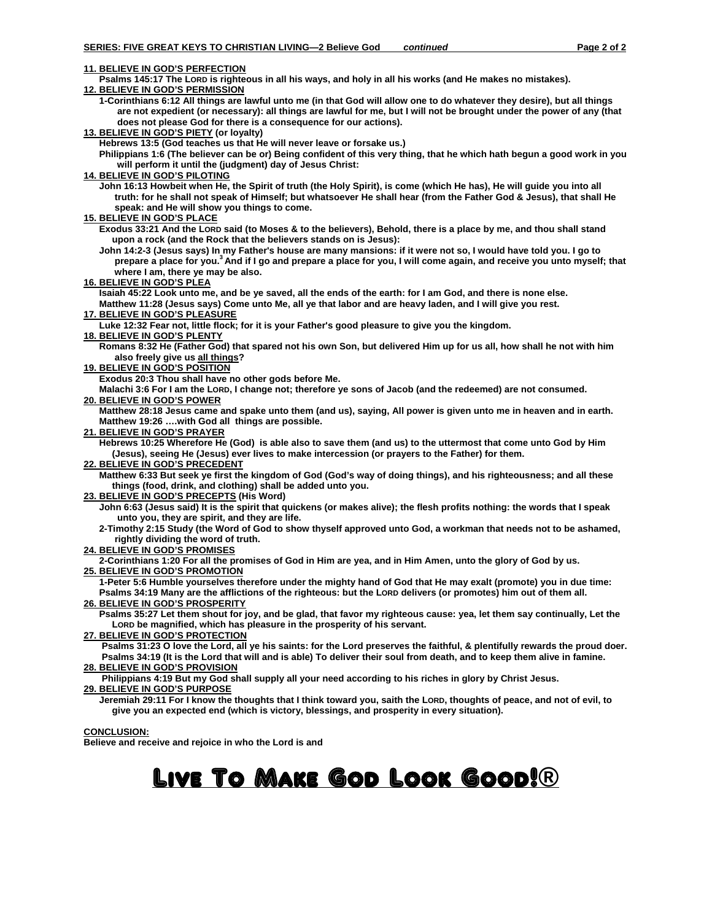**11. BELIEVE IN GOD'S PERFECTION**

**Psalms 145:17 The LORD is righteous in all his ways, and holy in all his works (and He makes no mistakes).**

**12. BELIEVE IN GOD'S PERMISSION**

**1-Corinthians 6:12 All things are lawful unto me (in that God will allow one to do whatever they desire), but all things are not expedient (or necessary): all things are lawful for me, but I will not be brought under the power of any (that does not please God for there is a consequence for our actions).**

**13. BELIEVE IN GOD'S PIETY (or loyalty)**

**Hebrews 13:5 (God teaches us that He will never leave or forsake us.)**

**Philippians 1:6 (The believer can be or) Being confident of this very thing, that he which hath begun a good work in you will perform it until the (judgment) day of Jesus Christ:**

**14. BELIEVE IN GOD'S PILOTING**

**John 16:13 Howbeit when He, the Spirit of truth (the Holy Spirit), is come (which He has), He will guide you into all truth: for he shall not speak of Himself; but whatsoever He shall hear (from the Father God & Jesus), that shall He speak: and He will show you things to come.**

**15. BELIEVE IN GOD'S PLACE**

**Exodus 33:21 And the LORD said (to Moses & to the believers), Behold, there is a place by me, and thou shall stand upon a rock (and the Rock that the believers stands on is Jesus):**

**John 14:2-3 (Jesus says) In my Father's house are many mansions: if it were not so, I would have told you. I go to prepare a place for you.[3] And if I go and prepare a place for you, I will come again, and receive you unto myself; that where I am, there ye may be also.**

**16. BELIEVE IN GOD'S PLEA**

**Isaiah 45:22 Look unto me, and be ye saved, all the ends of the earth: for I am God, and there is none else.**

**Matthew 11:28 (Jesus says) Come unto Me, all ye that labor and are heavy laden, and I will give you rest.**

**17. BELIEVE IN GOD'S PLEASURE**

**Luke 12:32 Fear not, little flock; for it is your Father's good pleasure to give you the kingdom.**

**18. BELIEVE IN GOD'S PLENTY**

**Romans 8:32 He (Father God) that spared not his own Son, but delivered Him up for us all, how shall he not with him also freely give us all things?**

**19. BELIEVE IN GOD'S POSITION**

**Exodus 20:3 Thou shall have no other gods before Me.**

**Malachi 3:6 For I am the LORD, I change not; therefore ye sons of Jacob (and the redeemed) are not consumed.**

**20. BELIEVE IN GOD'S POWER**

**Matthew 28:18 Jesus came and spake unto them (and us), saying, All power is given unto me in heaven and in earth.**

**Matthew 19:26 ….with God all things are possible.**

**21. BELIEVE IN GOD'S PRAYER**

**Hebrews 10:25 Wherefore He (God) is able also to save them (and us) to the uttermost that come unto God by Him (Jesus), seeing He (Jesus) ever lives to make intercession (or prayers to the Father) for them.**

**22. BELIEVE IN GOD'S PRECEDENT**

**Matthew 6:33 But seek ye first the kingdom of God (God's way of doing things), and his righteousness; and all these things (food, drink, and clothing) shall be added unto you.**

**23. BELIEVE IN GOD'S PRECEPTS (His Word)**

**John 6:63 (Jesus said) It is the spirit that quickens (or makes alive); the flesh profits nothing: the words that I speak unto you, they are spirit, and they are life.**

**2-Timothy 2:15 Study (the Word of God to show thyself approved unto God, a workman that needs not to be ashamed, rightly dividing the word of truth.**

**24. BELIEVE IN GOD'S PROMISES**

**2-Corinthians 1:20 For all the promises of God in Him are yea, and in Him Amen, unto the glory of God by us.**

**25. BELIEVE IN GOD'S PROMOTION**

**1-Peter 5:6 Humble yourselves therefore under the mighty hand of God that He may exalt (promote) you in due time:**

**Psalms 34:19 Many are the afflictions of the righteous: but the LORD delivers (or promotes) him out of them all.**

**26. BELIEVE IN GOD'S PROSPERITY**

**Psalms 35:27 Let them shout for joy, and be glad, that favor my righteous cause: yea, let them say continually, Let the LORD be magnified, which has pleasure in the prosperity of his servant.**

**27. BELIEVE IN GOD'S PROTECTION**

**Psalms 31:23 O love the Lord, all ye his saints: for the Lord preserves the faithful, & plentifully rewards the proud doer.**

**Psalms 34:19 (It is the Lord that will and is able) To deliver their soul from death, and to keep them alive in famine.**

**28. BELIEVE IN GOD'S PROVISION**

**Philippians 4:19 But my God shall supply all your need according to his riches in glory by Christ Jesus.**

**29. BELIEVE IN GOD'S PURPOSE**

**Jeremiah 29:11 For I know the thoughts that I think toward you, saith the LORD, thoughts of peace, and not of evil, to give you an expected end (which is victory, blessings, and prosperity in every situation).**

**CONCLUSION:**

**Believe and receive and rejoice in who the Lord is and**

# LIVE TO MAKE GOD LOOK GOOD!®